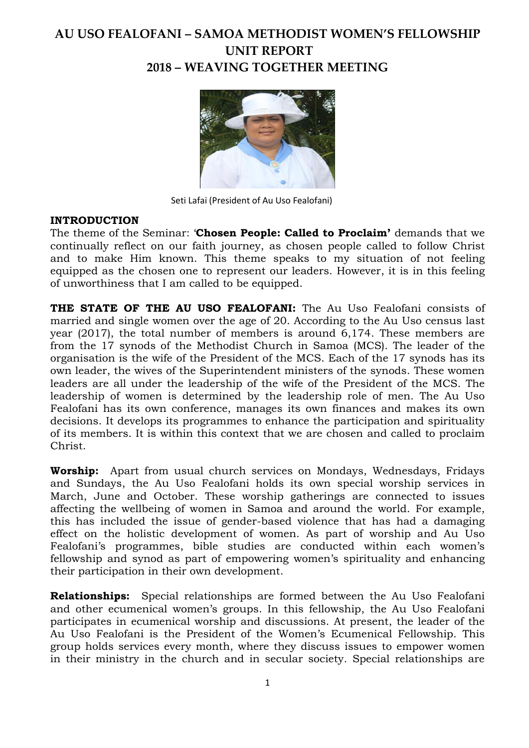# AU USO FEALOFANI – SAMOA METHODIST WOMEN'S FELLOWSHIP UNIT REPORT 2018 – WEAVING TOGETHER MEETING

Seti Lafai (President of Au Uso Fealofani)

**INTRODUCTION**

The theme of the Seminar: '**Chosen People: Called to Proclaim'** demands that we continually reflect on our faith journey, as chosen people called to follow Christ and to make Him known. This theme speaks to my situation of not feeling equipped as the chosen one to represent our leaders. However, it is in this feeling of unworthiness that I am called to be equipped.

**THE STATE OF THE AU USO FEALOFANI:** The Au Uso Fealofani consists of married and single women over the age of 20. According to the Au Uso census last year (2017), the total number of members is around 6,174. These members are from the 17 synods of the Methodist Church in Samoa (MCS). The leader of the organisation is the wife of the President of the MCS. Each of the 17 synods has its own leader, the wives of the Superintendent ministers of the synods. These women leaders are all under the leadership of the wife of the President of the MCS. The leadership of women is determined by the leadership role of men. The Au Uso Fealofani has its own conference, manages its own finances and makes its own decisions. It develops its programmes to enhance the participation and spirituality of its members. It is within this context that we are chosen and called to proclaim Christ.

**Worship:** Apart from usual church services on Mondays, Wednesdays, Fridays and Sundays, the Au Uso Fealofani holds its own special worship services in March, June and October. These worship gatherings are connected to issues affecting the wellbeing of women in Samoa and around the world. For example, this has included the issue of gender-based violence that has had a damaging effect on the holistic development of women. As part of worship and Au Uso Fealofani's programmes, bible studies are conducted within each women's fellowship and synod as part of empowering women's spirituality and enhancing their participation in their own development.

**Relationships:** Special relationships are formed between the Au Uso Fealofani and other ecumenical women's groups. In this fellowship, the Au Uso Fealofani participates in ecumenical worship and discussions. At present, the leader of the Au Uso Fealofani is the President of the Women's Ecumenical Fellowship. This group holds services every month, where they discuss issues to empower women in their ministry in the church and in secular society. Special relationships are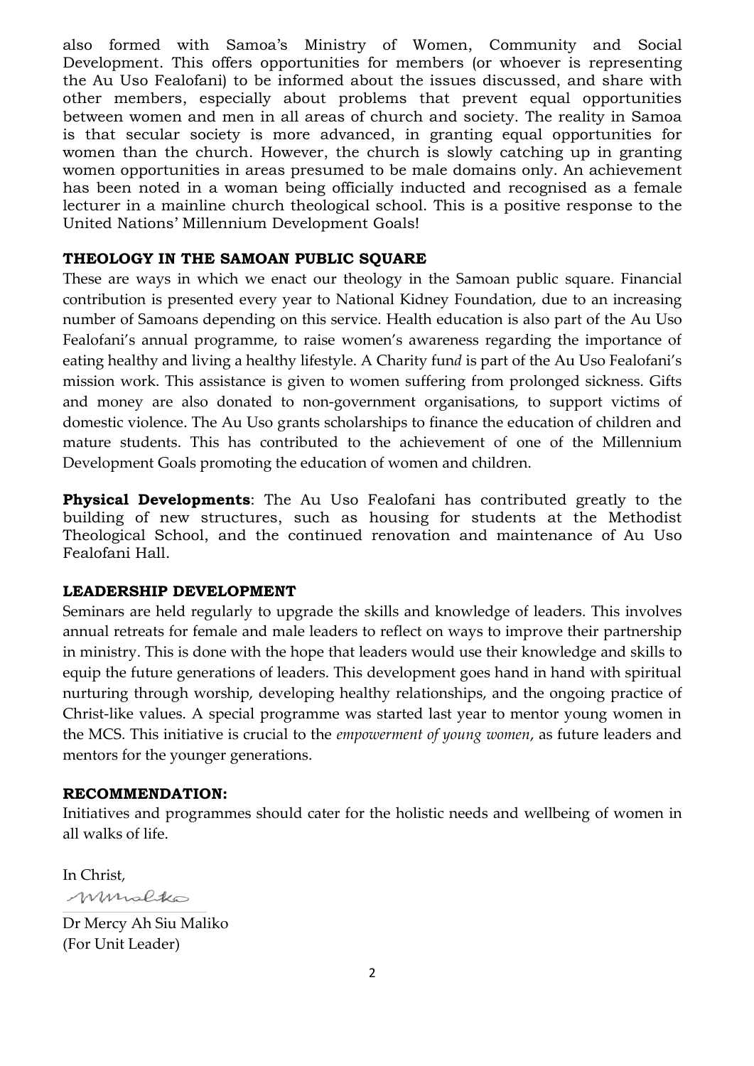also formed with Samoa's Ministry of Women, Community and Social Development. This offers opportunities for members (or whoever is representing the Au Uso Fealofani) to be informed about the issues discussed, and share with other members, especially about problems that prevent equal opportunities between women and men in all areas of church and society. The reality in Samoa is that secular society is more advanced, in granting equal opportunities for women than the church. However, the church is slowly catching up in granting women opportunities in areas presumed to be male domains only. An achievement has been noted in a woman being officially inducted and recognised as a female lecturer in a mainline church theological school. This is a positive response to the United Nations' Millennium Development Goals!

**THEOLOGY IN THE SAMOAN PUBLIC SQUARE**

These are ways in which we enact our theology in the Samoan public square. Financial contribution is presented every year to National Kidney Foundation, due to an increasing number of Samoans depending on this service. Health education is also part of the Au Uso Fealofani's annual programme, to raise women's awareness regarding the importance of eating healthy and living a healthy lifestyle. A Charity fun*d* is part of the Au Uso Fealofani's mission work. This assistance is given to women suffering from prolonged sickness. Gifts and money are also donated to non-government organisations, to support victims of domestic violence. The Au Uso grants scholarships to finance the education of children and mature students. This has contributed to the achievement of one of the Millennium Development Goals promoting the education of women and children.

**Physical Developments**: The Au Uso Fealofani has contributed greatly to the building of new structures, such as housing for students at the Methodist Theological School, and the continued renovation and maintenance of Au Uso Fealofani Hall.

**LEADERSHIP DEVELOPMENT**

Seminars are held regularly to upgrade the skills and knowledge of leaders. This involves annual retreats for female and male leaders to reflect on ways to improve their partnership in ministry. This is done with the hope that leaders would use their knowledge and skills to equip the future generations of leaders. This development goes hand in hand with spiritual nurturing through worship, developing healthy relationships, and the ongoing practice of Christ-like values. A special programme was started last year to mentor young women in the MCS. This initiative is crucial to the *empowerment of young women*, as future leaders and mentors for the younger generations.

**RECOMMENDATION:**

Initiatives and programmes should cater for the holistic needs and wellbeing of women in all walks of life.

In Christ,

Dr Mercy Ah Siu Maliko
(For Unit Leader)